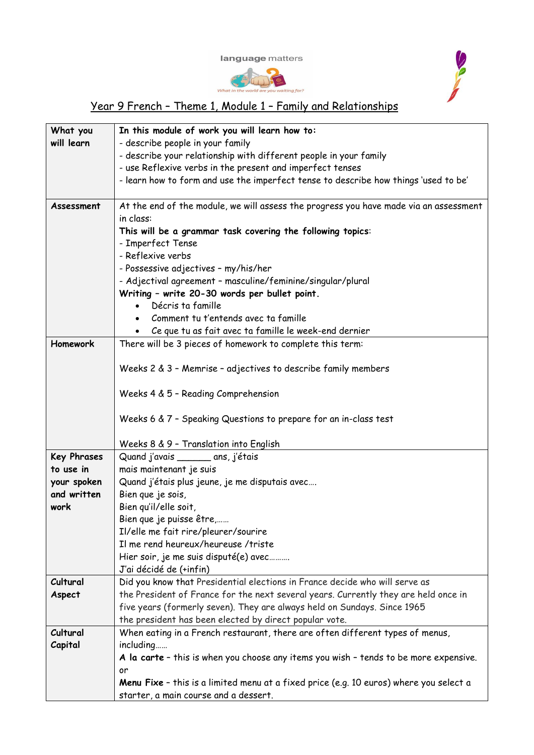language matters

What in the world are you waiting for?

# Year 9 French – Theme 1, Module 1 – Family and Relationships

| | |
|---|---|
| **What you will learn** | **In this module of work you will learn how to:**<br>- describe people in your family<br>- describe your relationship with different people in your family<br>- use Reflexive verbs in the present and imperfect tenses<br>- learn how to form and use the imperfect tense to describe how things 'used to be' |
| **Assessment** | At the end of the module, we will assess the progress you have made via an assessment in class:<br>**This will be a grammar task covering the following topics**:<br>- Imperfect Tense<br>- Reflexive verbs<br>- Possessive adjectives – my/his/her<br>- Adjectival agreement – masculine/feminine/singular/plural<br>**Writing – write 20-30 words per bullet point.**<br>• Décris ta famille<br>• Comment tu t'entends avec ta famille<br>• Ce que tu as fait avec ta famille le week-end dernier |
| **Homework** | There will be 3 pieces of homework to complete this term:<br><br>Weeks 2 & 3 – Memrise – adjectives to describe family members<br><br>Weeks 4 & 5 – Reading Comprehension<br><br>Weeks 6 & 7 – Speaking Questions to prepare for an in-class test<br><br>Weeks 8 & 9 – Translation into English |
| **Key Phrases to use in your spoken and written work** | Quand j'avais ______ ans, j'étais<br>mais maintenant je suis<br>Quand j'étais plus jeune, je me disputais avec….<br>Bien que je sois,<br>Bien qu'il/elle soit,<br>Bien que je puisse être,……<br>Il/elle me fait rire/pleurer/sourire<br>Il me rend heureux/heureuse /triste<br>Hier soir, je me suis disputé(e) avec……….<br>J'ai décidé de (+infin) |
| **Cultural Aspect** | Did you know that Presidential elections in France decide who will serve as the President of France for the next several years. Currently they are held once in five years (formerly seven). They are always held on Sundays. Since 1965 the president has been elected by direct popular vote. |
| **Cultural Capital** | When eating in a French restaurant, there are often different types of menus, including……<br>**A la carte** – this is when you choose any items you wish – tends to be more expensive.<br>or<br>**Menu Fixe** – this is a limited menu at a fixed price (e.g. 10 euros) where you select a starter, a main course and a dessert. |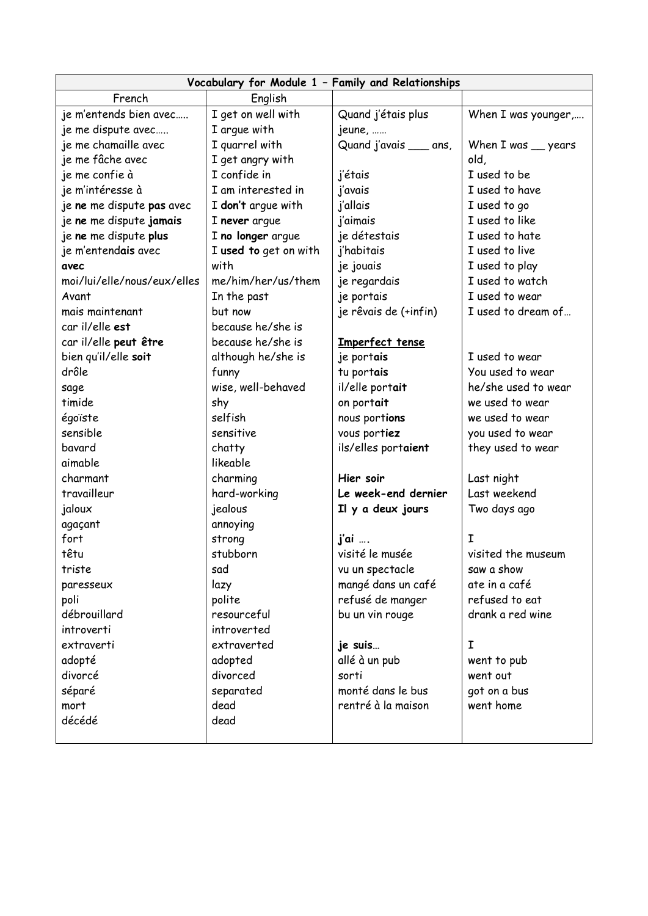| Vocabulary for Module 1 – Family and Relationships | | | |
|---|---|---|---|
| French | English | | |
| je m'entends bien avec….. | I get on well with | Quand j'étais plus jeune, …… | When I was younger,…. |
| je me dispute avec….. | I argue with | | |
| je me chamaille avec | I quarrel with | Quand j'avais ___ ans, | When I was __ years old, |
| je me fâche avec | I get angry with | | |
| je me confie à | I confide in | j'étais | I used to be |
| je m'intéresse à | I am interested in | j'avais | I used to have |
| je **ne** me dispute **pas** avec | I **don't** argue with | j'allais | I used to go |
| je **ne** me dispute **jamais** | I **never** argue | j'aimais | I used to like |
| je **ne** me dispute **plus** | I **no longer** argue | je détestais | I used to hate |
| je m'entend**ais** avec | I **used to** get on with | j'habitais | I used to live |
| **avec** | with | je jouais | I used to play |
| moi/lui/elle/nous/eux/elles | me/him/her/us/them | je regardais | I used to watch |
| Avant | In the past | je portais | I used to wear |
| mais maintenant | but now | je rêvais de (+infin) | I used to dream of… |
| car il/elle **est** | because he/she is | | |
| car il/elle **peut être** | because he/she is | **Imperfect tense** | |
| bien qu'il/elle **soit** | although he/she is | je port**ais** | I used to wear |
| drôle | funny | tu port**ais** | You used to wear |
| sage | wise, well-behaved | il/elle port**ait** | he/she used to wear |
| timide | shy | on port**ait** | we used to wear |
| égoïste | selfish | nous port**ions** | we used to wear |
| sensible | sensitive | vous port**iez** | you used to wear |
| bavard | chatty | ils/elles port**aient** | they used to wear |
| aimable | likeable | | |
| charmant | charming | **Hier soir** | Last night |
| travailleur | hard-working | **Le week-end dernier** | Last weekend |
| jaloux | jealous | **Il y a deux jours** | Two days ago |
| agaçant | annoying | | |
| fort | strong | **j'ai ….** | I |
| têtu | stubborn | visité le musée | visited the museum |
| triste | sad | vu un spectacle | saw a show |
| paresseux | lazy | mangé dans un café | ate in a café |
| poli | polite | refusé de manger | refused to eat |
| débrouillard | resourceful | bu un vin rouge | drank a red wine |
| introverti | introverted | | |
| extraverti | extraverted | **je suis…** | I |
| adopté | adopted | allé à un pub | went to pub |
| divorcé | divorced | sorti | went out |
| séparé | separated | monté dans le bus | got on a bus |
| mort | dead | rentré à la maison | went home |
| décédé | dead | | |